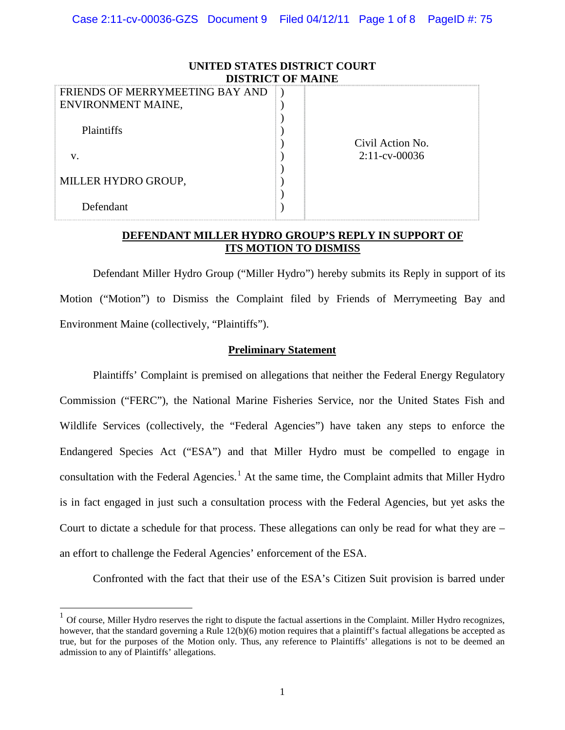**UNITED STATES DISTRICT COURT**
**DISTRICT OF MAINE**

| | | |
|---|---|---|
| FRIENDS OF MERRYMEETING BAY AND ENVIRONMENT MAINE,<br><br>Plaintiffs<br><br>v.<br><br>MILLER HYDRO GROUP,<br><br>Defendant | ) | Civil Action No. 2:11-cv-00036 |

**DEFENDANT MILLER HYDRO GROUP'S REPLY IN SUPPORT OF ITS MOTION TO DISMISS**

Defendant Miller Hydro Group ("Miller Hydro") hereby submits its Reply in support of its Motion ("Motion") to Dismiss the Complaint filed by Friends of Merrymeeting Bay and Environment Maine (collectively, "Plaintiffs").

**Preliminary Statement**

Plaintiffs' Complaint is premised on allegations that neither the Federal Energy Regulatory Commission ("FERC"), the National Marine Fisheries Service, nor the United States Fish and Wildlife Services (collectively, the "Federal Agencies") have taken any steps to enforce the Endangered Species Act ("ESA") and that Miller Hydro must be compelled to engage in consultation with the Federal Agencies.[1] At the same time, the Complaint admits that Miller Hydro is in fact engaged in just such a consultation process with the Federal Agencies, but yet asks the Court to dictate a schedule for that process. These allegations can only be read for what they are – an effort to challenge the Federal Agencies' enforcement of the ESA.

Confronted with the fact that their use of the ESA's Citizen Suit provision is barred under

[1] Of course, Miller Hydro reserves the right to dispute the factual assertions in the Complaint. Miller Hydro recognizes, however, that the standard governing a Rule 12(b)(6) motion requires that a plaintiff's factual allegations be accepted as true, but for the purposes of the Motion only. Thus, any reference to Plaintiffs' allegations is not to be deemed an admission to any of Plaintiffs' allegations.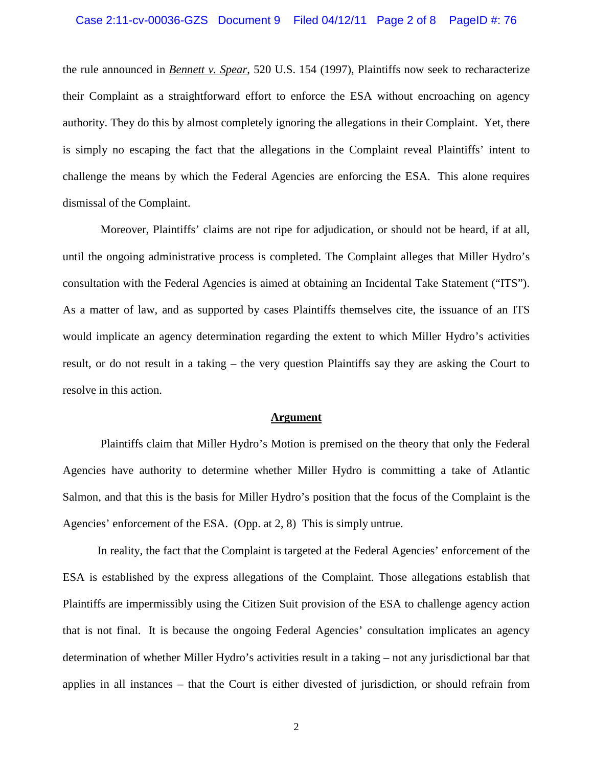the rule announced in ***Bennett v. Spear***, 520 U.S. 154 (1997), Plaintiffs now seek to recharacterize their Complaint as a straightforward effort to enforce the ESA without encroaching on agency authority. They do this by almost completely ignoring the allegations in their Complaint. Yet, there is simply no escaping the fact that the allegations in the Complaint reveal Plaintiffs' intent to challenge the means by which the Federal Agencies are enforcing the ESA. This alone requires dismissal of the Complaint.

Moreover, Plaintiffs' claims are not ripe for adjudication, or should not be heard, if at all, until the ongoing administrative process is completed. The Complaint alleges that Miller Hydro's consultation with the Federal Agencies is aimed at obtaining an Incidental Take Statement ("ITS"). As a matter of law, and as supported by cases Plaintiffs themselves cite, the issuance of an ITS would implicate an agency determination regarding the extent to which Miller Hydro's activities result, or do not result in a taking – the very question Plaintiffs say they are asking the Court to resolve in this action.

## Argument

Plaintiffs claim that Miller Hydro's Motion is premised on the theory that only the Federal Agencies have authority to determine whether Miller Hydro is committing a take of Atlantic Salmon, and that this is the basis for Miller Hydro's position that the focus of the Complaint is the Agencies' enforcement of the ESA. (Opp. at 2, 8) This is simply untrue.

In reality, the fact that the Complaint is targeted at the Federal Agencies' enforcement of the ESA is established by the express allegations of the Complaint. Those allegations establish that Plaintiffs are impermissibly using the Citizen Suit provision of the ESA to challenge agency action that is not final. It is because the ongoing Federal Agencies' consultation implicates an agency determination of whether Miller Hydro's activities result in a taking – not any jurisdictional bar that applies in all instances – that the Court is either divested of jurisdiction, or should refrain from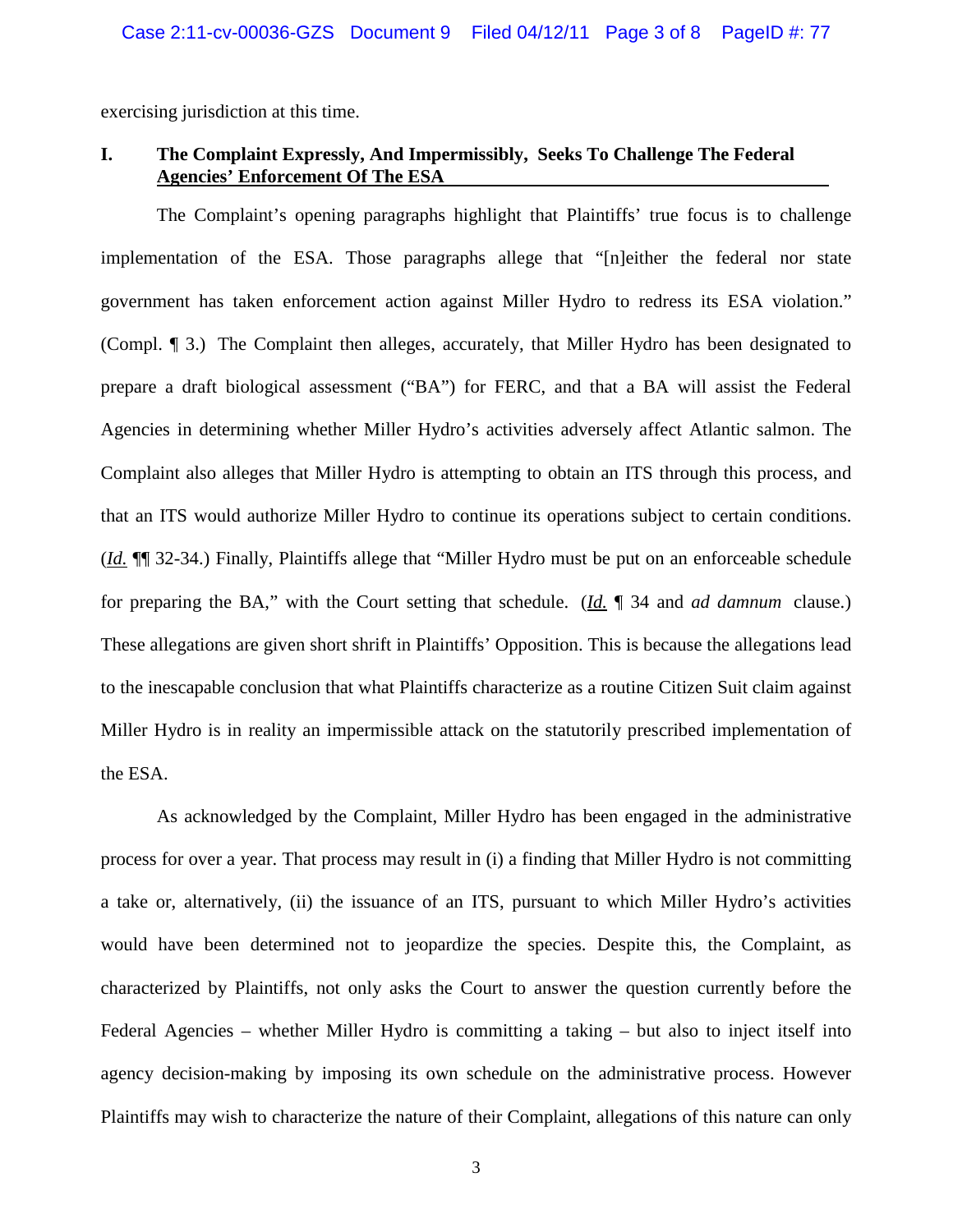exercising jurisdiction at this time.

## I. The Complaint Expressly, And Impermissibly, Seeks To Challenge The Federal Agencies' Enforcement Of The ESA

The Complaint's opening paragraphs highlight that Plaintiffs' true focus is to challenge implementation of the ESA. Those paragraphs allege that "[n]either the federal nor state government has taken enforcement action against Miller Hydro to redress its ESA violation." (Compl. ¶ 3.) The Complaint then alleges, accurately, that Miller Hydro has been designated to prepare a draft biological assessment ("BA") for FERC, and that a BA will assist the Federal Agencies in determining whether Miller Hydro's activities adversely affect Atlantic salmon. The Complaint also alleges that Miller Hydro is attempting to obtain an ITS through this process, and that an ITS would authorize Miller Hydro to continue its operations subject to certain conditions. (*Id.* ¶¶ 32-34.) Finally, Plaintiffs allege that "Miller Hydro must be put on an enforceable schedule for preparing the BA," with the Court setting that schedule. (*Id.* ¶ 34 and *ad damnum* clause.) These allegations are given short shrift in Plaintiffs' Opposition. This is because the allegations lead to the inescapable conclusion that what Plaintiffs characterize as a routine Citizen Suit claim against Miller Hydro is in reality an impermissible attack on the statutorily prescribed implementation of the ESA.

As acknowledged by the Complaint, Miller Hydro has been engaged in the administrative process for over a year. That process may result in (i) a finding that Miller Hydro is not committing a take or, alternatively, (ii) the issuance of an ITS, pursuant to which Miller Hydro's activities would have been determined not to jeopardize the species. Despite this, the Complaint, as characterized by Plaintiffs, not only asks the Court to answer the question currently before the Federal Agencies – whether Miller Hydro is committing a taking – but also to inject itself into agency decision-making by imposing its own schedule on the administrative process. However Plaintiffs may wish to characterize the nature of their Complaint, allegations of this nature can only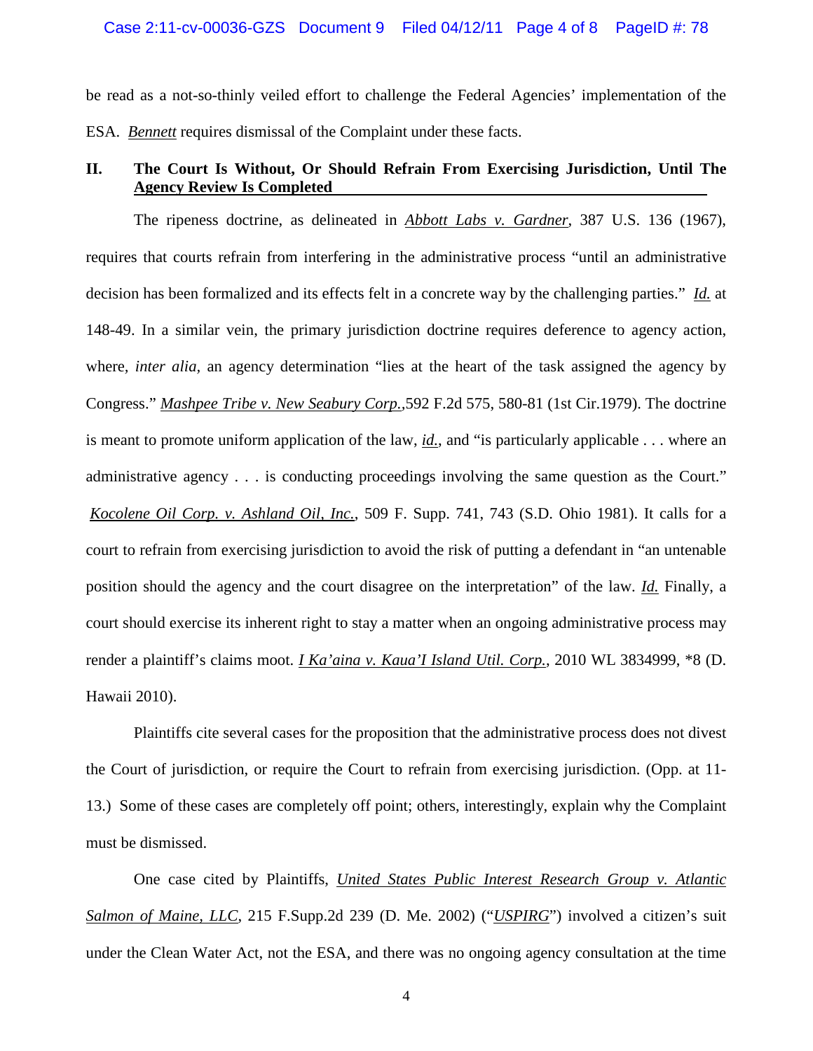be read as a not-so-thinly veiled effort to challenge the Federal Agencies' implementation of the ESA. *Bennett* requires dismissal of the Complaint under these facts.

## II. The Court Is Without, Or Should Refrain From Exercising Jurisdiction, Until The Agency Review Is Completed

The ripeness doctrine, as delineated in *Abbott Labs v. Gardner*, 387 U.S. 136 (1967), requires that courts refrain from interfering in the administrative process "until an administrative decision has been formalized and its effects felt in a concrete way by the challenging parties." *Id.* at 148-49. In a similar vein, the primary jurisdiction doctrine requires deference to agency action, where, *inter alia*, an agency determination "lies at the heart of the task assigned the agency by Congress." *Mashpee Tribe v. New Seabury Corp.*,592 F.2d 575, 580-81 (1st Cir.1979). The doctrine is meant to promote uniform application of the law, *id.*, and "is particularly applicable . . . where an administrative agency . . . is conducting proceedings involving the same question as the Court." *Kocolene Oil Corp. v. Ashland Oil, Inc.*, 509 F. Supp. 741, 743 (S.D. Ohio 1981). It calls for a court to refrain from exercising jurisdiction to avoid the risk of putting a defendant in "an untenable position should the agency and the court disagree on the interpretation" of the law. *Id.* Finally, a court should exercise its inherent right to stay a matter when an ongoing administrative process may render a plaintiff's claims moot. *I Ka'aina v. Kaua'I Island Util. Corp.*, 2010 WL 3834999, *8 (D. Hawaii 2010).

Plaintiffs cite several cases for the proposition that the administrative process does not divest the Court of jurisdiction, or require the Court to refrain from exercising jurisdiction. (Opp. at 11-13.) Some of these cases are completely off point; others, interestingly, explain why the Complaint must be dismissed.

One case cited by Plaintiffs, *United States Public Interest Research Group v. Atlantic Salmon of Maine, LLC*, 215 F.Supp.2d 239 (D. Me. 2002) ("*USPIRG*") involved a citizen's suit under the Clean Water Act, not the ESA, and there was no ongoing agency consultation at the time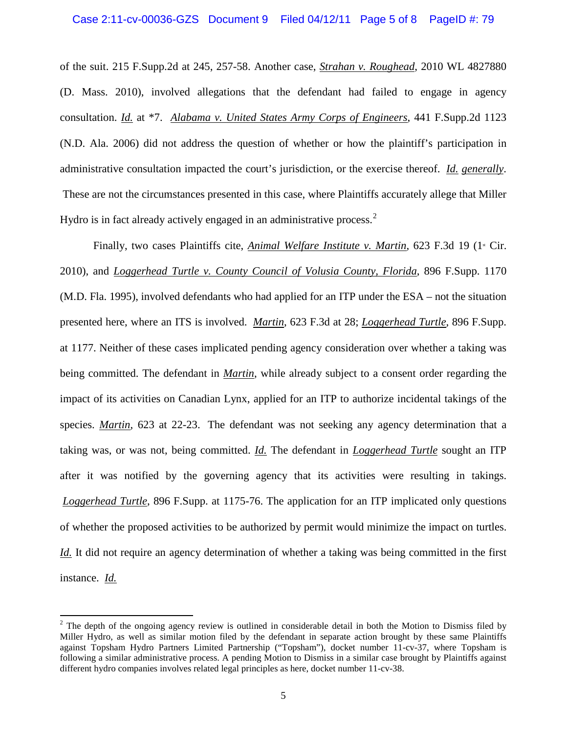of the suit. 215 F.Supp.2d at 245, 257-58. Another case, _Strahan v. Roughead_, 2010 WL 4827880 (D. Mass. 2010), involved allegations that the defendant had failed to engage in agency consultation. _Id._ at *7. _Alabama v. United States Army Corps of Engineers_, 441 F.Supp.2d 1123 (N.D. Ala. 2006) did not address the question of whether or how the plaintiff's participation in administrative consultation impacted the court's jurisdiction, or the exercise thereof. _Id. generally_. These are not the circumstances presented in this case, where Plaintiffs accurately allege that Miller Hydro is in fact already actively engaged in an administrative process.[2]

Finally, two cases Plaintiffs cite, _Animal Welfare Institute v. Martin_, 623 F.3d 19 (1st Cir. 2010), and _Loggerhead Turtle v. County Council of Volusia County, Florida_, 896 F.Supp. 1170 (M.D. Fla. 1995), involved defendants who had applied for an ITP under the ESA – not the situation presented here, where an ITS is involved. _Martin_, 623 F.3d at 28; _Loggerhead Turtle_, 896 F.Supp. at 1177. Neither of these cases implicated pending agency consideration over whether a taking was being committed. The defendant in _Martin_, while already subject to a consent order regarding the impact of its activities on Canadian Lynx, applied for an ITP to authorize incidental takings of the species. _Martin_, 623 at 22-23. The defendant was not seeking any agency determination that a taking was, or was not, being committed. _Id._ The defendant in _Loggerhead Turtle_ sought an ITP after it was notified by the governing agency that its activities were resulting in takings. _Loggerhead Turtle_, 896 F.Supp. at 1175-76. The application for an ITP implicated only questions of whether the proposed activities to be authorized by permit would minimize the impact on turtles. _Id._ It did not require an agency determination of whether a taking was being committed in the first instance. _Id._

---

[2] The depth of the ongoing agency review is outlined in considerable detail in both the Motion to Dismiss filed by Miller Hydro, as well as similar motion filed by the defendant in separate action brought by these same Plaintiffs against Topsham Hydro Partners Limited Partnership ("Topsham"), docket number 11-cv-37, where Topsham is following a similar administrative process. A pending Motion to Dismiss in a similar case brought by Plaintiffs against different hydro companies involves related legal principles as here, docket number 11-cv-38.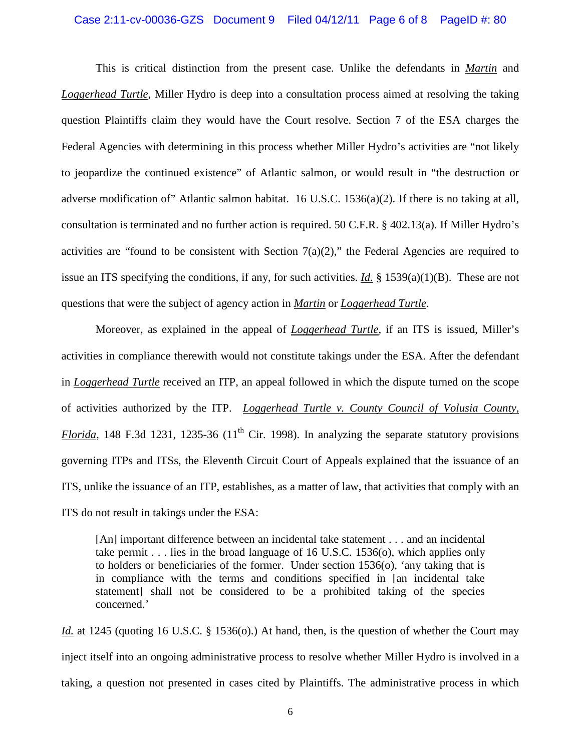This is critical distinction from the present case. Unlike the defendants in *Martin* and *Loggerhead Turtle*, Miller Hydro is deep into a consultation process aimed at resolving the taking question Plaintiffs claim they would have the Court resolve. Section 7 of the ESA charges the Federal Agencies with determining in this process whether Miller Hydro's activities are "not likely to jeopardize the continued existence" of Atlantic salmon, or would result in "the destruction or adverse modification of" Atlantic salmon habitat. 16 U.S.C. 1536(a)(2). If there is no taking at all, consultation is terminated and no further action is required. 50 C.F.R. § 402.13(a). If Miller Hydro's activities are "found to be consistent with Section 7(a)(2)," the Federal Agencies are required to issue an ITS specifying the conditions, if any, for such activities. *Id.* § 1539(a)(1)(B). These are not questions that were the subject of agency action in *Martin* or *Loggerhead Turtle*.

Moreover, as explained in the appeal of *Loggerhead Turtle*, if an ITS is issued, Miller's activities in compliance therewith would not constitute takings under the ESA. After the defendant in *Loggerhead Turtle* received an ITP, an appeal followed in which the dispute turned on the scope of activities authorized by the ITP. *Loggerhead Turtle v. County Council of Volusia County, Florida*, 148 F.3d 1231, 1235-36 (11th Cir. 1998). In analyzing the separate statutory provisions governing ITPs and ITSs, the Eleventh Circuit Court of Appeals explained that the issuance of an ITS, unlike the issuance of an ITP, establishes, as a matter of law, that activities that comply with an ITS do not result in takings under the ESA:

> [An] important difference between an incidental take statement . . . and an incidental take permit . . . lies in the broad language of 16 U.S.C. 1536(o), which applies only to holders or beneficiaries of the former. Under section 1536(o), 'any taking that is in compliance with the terms and conditions specified in [an incidental take statement] shall not be considered to be a prohibited taking of the species concerned.'

*Id.* at 1245 (quoting 16 U.S.C. § 1536(o).) At hand, then, is the question of whether the Court may inject itself into an ongoing administrative process to resolve whether Miller Hydro is involved in a taking, a question not presented in cases cited by Plaintiffs. The administrative process in which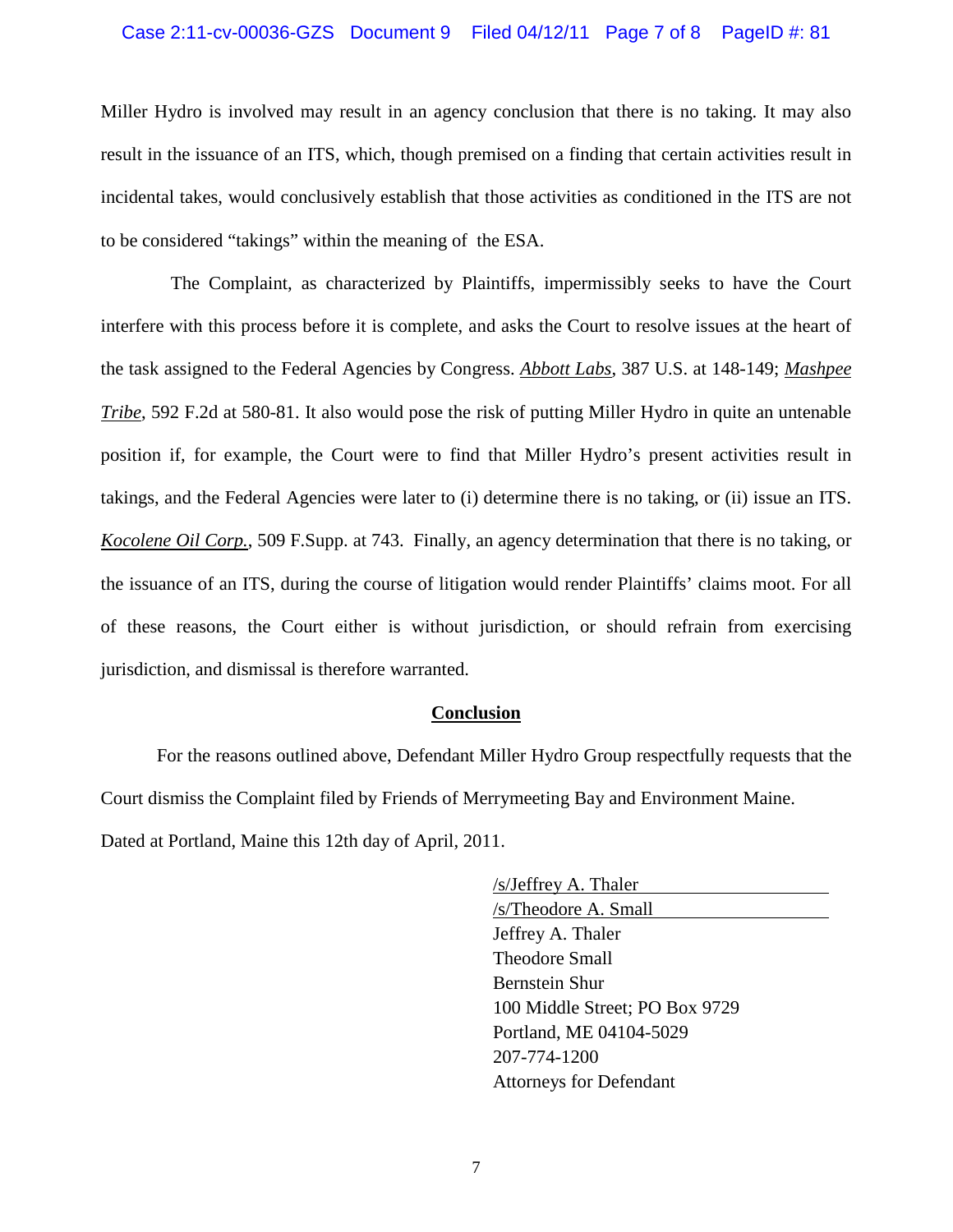Miller Hydro is involved may result in an agency conclusion that there is no taking. It may also result in the issuance of an ITS, which, though premised on a finding that certain activities result in incidental takes, would conclusively establish that those activities as conditioned in the ITS are not to be considered "takings" within the meaning of the ESA.

The Complaint, as characterized by Plaintiffs, impermissibly seeks to have the Court interfere with this process before it is complete, and asks the Court to resolve issues at the heart of the task assigned to the Federal Agencies by Congress. *Abbott Labs*, 387 U.S. at 148-149; *Mashpee Tribe*, 592 F.2d at 580-81. It also would pose the risk of putting Miller Hydro in quite an untenable position if, for example, the Court were to find that Miller Hydro's present activities result in takings, and the Federal Agencies were later to (i) determine there is no taking, or (ii) issue an ITS. *Kocolene Oil Corp.*, 509 F.Supp. at 743. Finally, an agency determination that there is no taking, or the issuance of an ITS, during the course of litigation would render Plaintiffs' claims moot. For all of these reasons, the Court either is without jurisdiction, or should refrain from exercising jurisdiction, and dismissal is therefore warranted.

**Conclusion**

For the reasons outlined above, Defendant Miller Hydro Group respectfully requests that the Court dismiss the Complaint filed by Friends of Merrymeeting Bay and Environment Maine.

Dated at Portland, Maine this 12th day of April, 2011.

/s/Jeffrey A. Thaler
/s/Theodore A. Small
Jeffrey A. Thaler
Theodore Small
Bernstein Shur
100 Middle Street; PO Box 9729
Portland, ME 04104-5029
207-774-1200
Attorneys for Defendant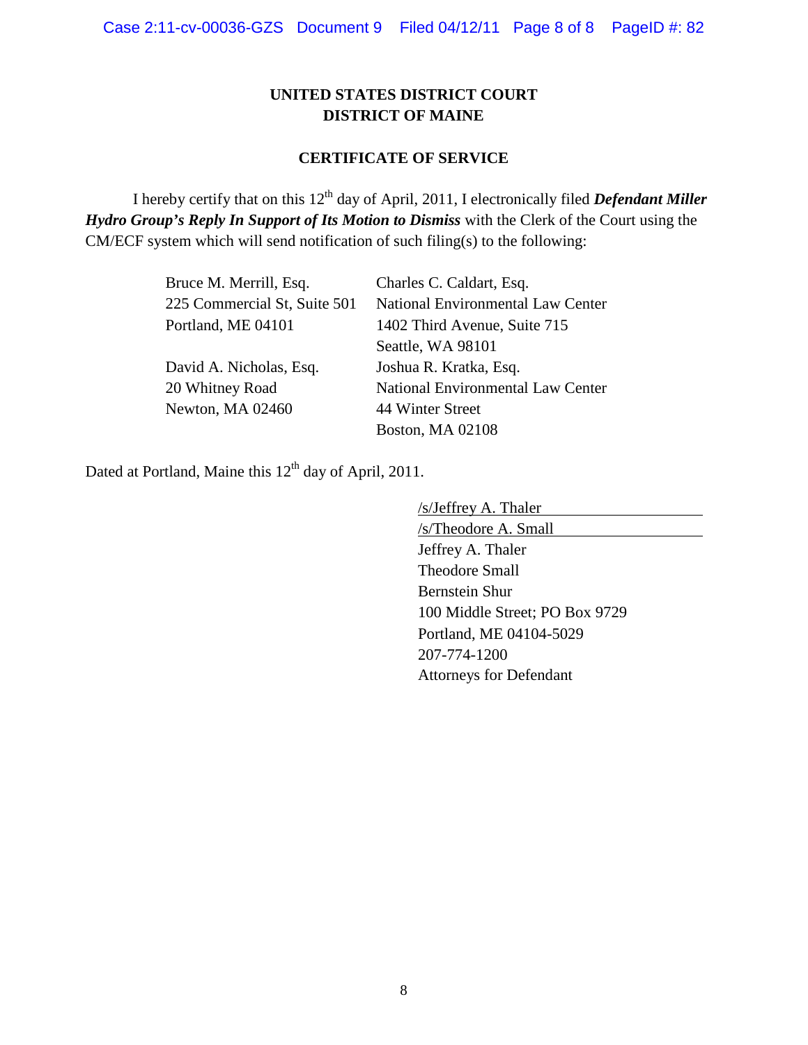**UNITED STATES DISTRICT COURT**
**DISTRICT OF MAINE**

**CERTIFICATE OF SERVICE**

I hereby certify that on this 12th day of April, 2011, I electronically filed ***Defendant Miller Hydro Group's Reply In Support of Its Motion to Dismiss*** with the Clerk of the Court using the CM/ECF system which will send notification of such filing(s) to the following:

| | |
|---|---|
| Bruce M. Merrill, Esq.<br>225 Commercial St, Suite 501<br>Portland, ME 04101 | Charles C. Caldart, Esq.<br>National Environmental Law Center<br>1402 Third Avenue, Suite 715<br>Seattle, WA 98101 |
| David A. Nicholas, Esq.<br>20 Whitney Road<br>Newton, MA 02460 | Joshua R. Kratka, Esq.<br>National Environmental Law Center<br>44 Winter Street<br>Boston, MA 02108 |

Dated at Portland, Maine this 12th day of April, 2011.

/s/Jeffrey A. Thaler
/s/Theodore A. Small
Jeffrey A. Thaler
Theodore Small
Bernstein Shur
100 Middle Street; PO Box 9729
Portland, ME 04104-5029
207-774-1200
Attorneys for Defendant